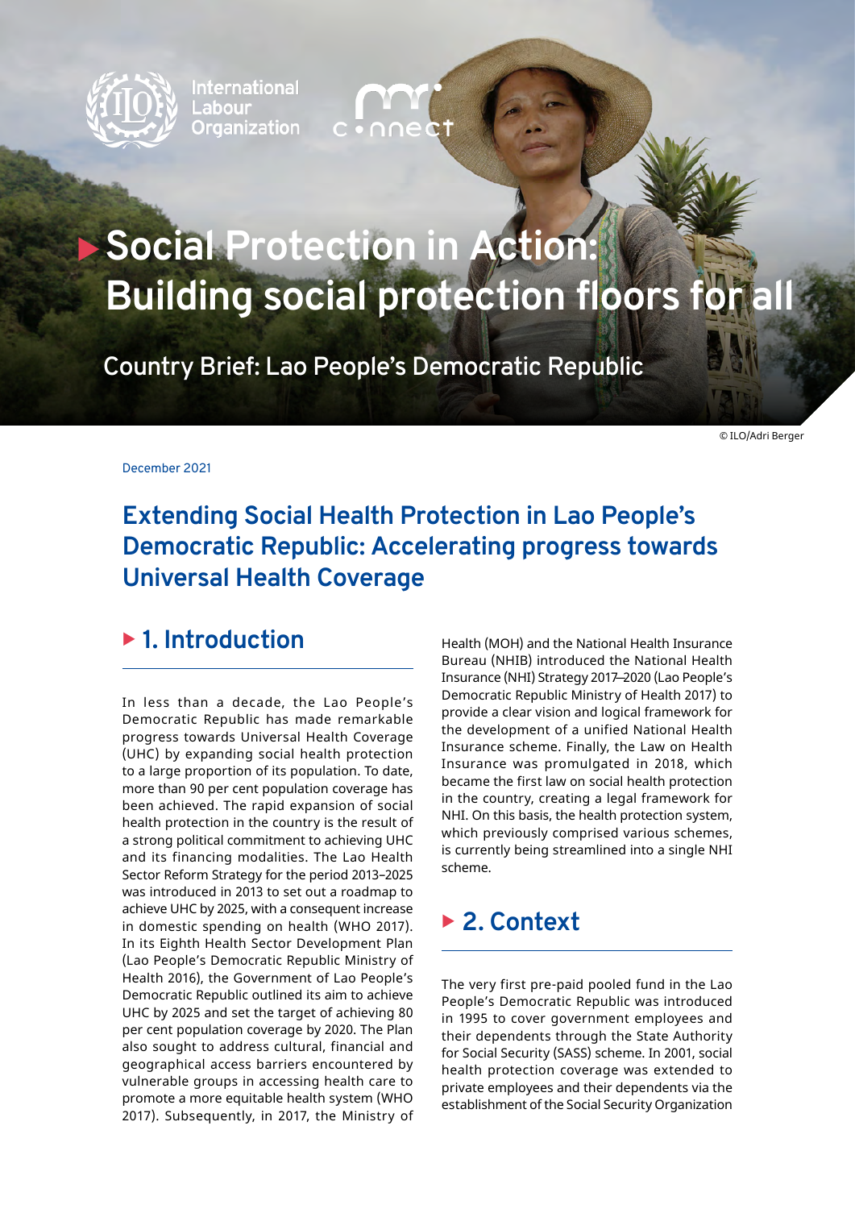International Labour Organization

# Social Protection in Action: Building social protection floors for all

Country Brief: Lao People's Democratic Republic

© ILO/Adri Berger

December 2021

## Extending Social Health Protection in Lao People's Democratic Republic: Accelerating progress towards Universal Health Coverage

### 1. Introduction

In less than a decade, the Lao People's Democratic Republic has made remarkable progress towards Universal Health Coverage (UHC) by expanding social health protection to a large proportion of its population. To date, more than 90 per cent population coverage has been achieved. The rapid expansion of social health protection in the country is the result of a strong political commitment to achieving UHC and its financing modalities. The Lao Health Sector Reform Strategy for the period 2013–2025 was introduced in 2013 to set out a roadmap to achieve UHC by 2025, with a consequent increase in domestic spending on health (WHO 2017). In its Eighth Health Sector Development Plan (Lao People's Democratic Republic Ministry of Health 2016), the Government of Lao People's Democratic Republic outlined its aim to achieve UHC by 2025 and set the target of achieving 80 per cent population coverage by 2020. The Plan also sought to address cultural, financial and geographical access barriers encountered by vulnerable groups in accessing health care to promote a more equitable health system (WHO 2017). Subsequently, in 2017, the Ministry of Health (MOH) and the National Health Insurance Bureau (NHIB) introduced the National Health Insurance (NHI) Strategy 2017–2020 (Lao People's Democratic Republic Ministry of Health 2017) to provide a clear vision and logical framework for the development of a unified National Health Insurance scheme. Finally, the Law on Health Insurance was promulgated in 2018, which became the first law on social health protection in the country, creating a legal framework for NHI. On this basis, the health protection system, which previously comprised various schemes, is currently being streamlined into a single NHI scheme.

### 2. Context

The very first pre-paid pooled fund in the Lao People's Democratic Republic was introduced in 1995 to cover government employees and their dependents through the State Authority for Social Security (SASS) scheme. In 2001, social health protection coverage was extended to private employees and their dependents via the establishment of the Social Security Organization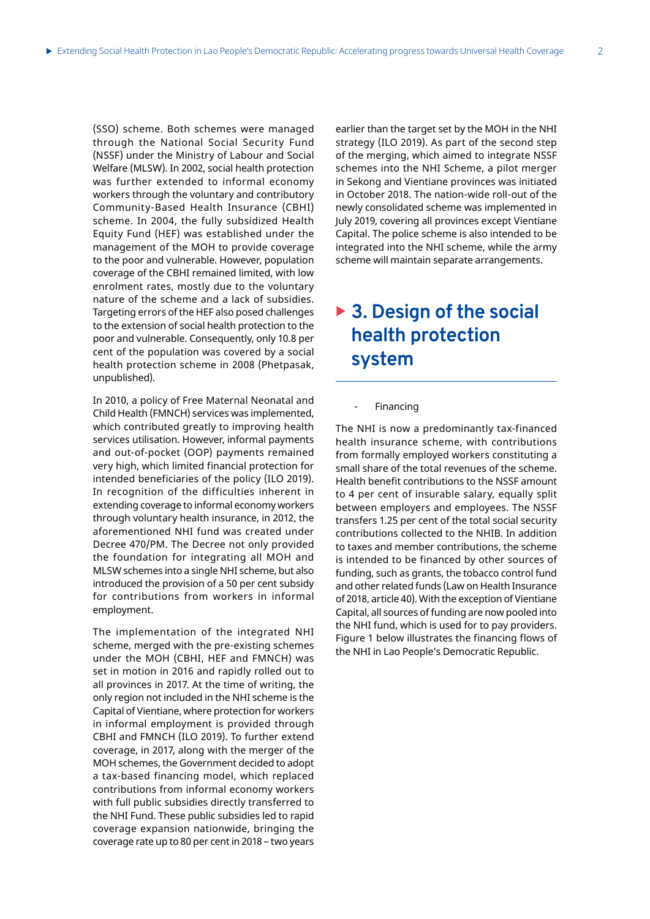(SSO) scheme. Both schemes were managed through the National Social Security Fund (NSSF) under the Ministry of Labour and Social Welfare (MLSW). In 2002, social health protection was further extended to informal economy workers through the voluntary and contributory Community-Based Health Insurance (CBHI) scheme. In 2004, the fully subsidized Health Equity Fund (HEF) was established under the management of the MOH to provide coverage to the poor and vulnerable. However, population coverage of the CBHI remained limited, with low enrolment rates, mostly due to the voluntary nature of the scheme and a lack of subsidies. Targeting errors of the HEF also posed challenges to the extension of social health protection to the poor and vulnerable. Consequently, only 10.8 per cent of the population was covered by a social health protection scheme in 2008 (Phetpasak, unpublished).

In 2010, a policy of Free Maternal Neonatal and Child Health (FMNCH) services was implemented, which contributed greatly to improving health services utilisation. However, informal payments and out-of-pocket (OOP) payments remained very high, which limited financial protection for intended beneficiaries of the policy (ILO 2019). In recognition of the difficulties inherent in extending coverage to informal economy workers through voluntary health insurance, in 2012, the aforementioned NHI fund was created under Decree 470/PM. The Decree not only provided the foundation for integrating all MOH and MLSW schemes into a single NHI scheme, but also introduced the provision of a 50 per cent subsidy for contributions from workers in informal employment.

The implementation of the integrated NHI scheme, merged with the pre-existing schemes under the MOH (CBHI, HEF and FMNCH) was set in motion in 2016 and rapidly rolled out to all provinces in 2017. At the time of writing, the only region not included in the NHI scheme is the Capital of Vientiane, where protection for workers in informal employment is provided through CBHI and FMNCH (ILO 2019). To further extend coverage, in 2017, along with the merger of the MOH schemes, the Government decided to adopt a tax-based financing model, which replaced contributions from informal economy workers with full public subsidies directly transferred to the NHI Fund. These public subsidies led to rapid coverage expansion nationwide, bringing the coverage rate up to 80 per cent in 2018 – two years earlier than the target set by the MOH in the NHI strategy (ILO 2019). As part of the second step of the merging, which aimed to integrate NSSF schemes into the NHI Scheme, a pilot merger in Sekong and Vientiane provinces was initiated in October 2018. The nation-wide roll-out of the newly consolidated scheme was implemented in July 2019, covering all provinces except Vientiane Capital. The police scheme is also intended to be integrated into the NHI scheme, while the army scheme will maintain separate arrangements.

# 3. Design of the social health protection system

- Financing

The NHI is now a predominantly tax-financed health insurance scheme, with contributions from formally employed workers constituting a small share of the total revenues of the scheme. Health benefit contributions to the NSSF amount to 4 per cent of insurable salary, equally split between employers and employees. The NSSF transfers 1.25 per cent of the total social security contributions collected to the NHIB. In addition to taxes and member contributions, the scheme is intended to be financed by other sources of funding, such as grants, the tobacco control fund and other related funds (Law on Health Insurance of 2018, article 40). With the exception of Vientiane Capital, all sources of funding are now pooled into the NHI fund, which is used for to pay providers. Figure 1 below illustrates the financing flows of the NHI in Lao People's Democratic Republic.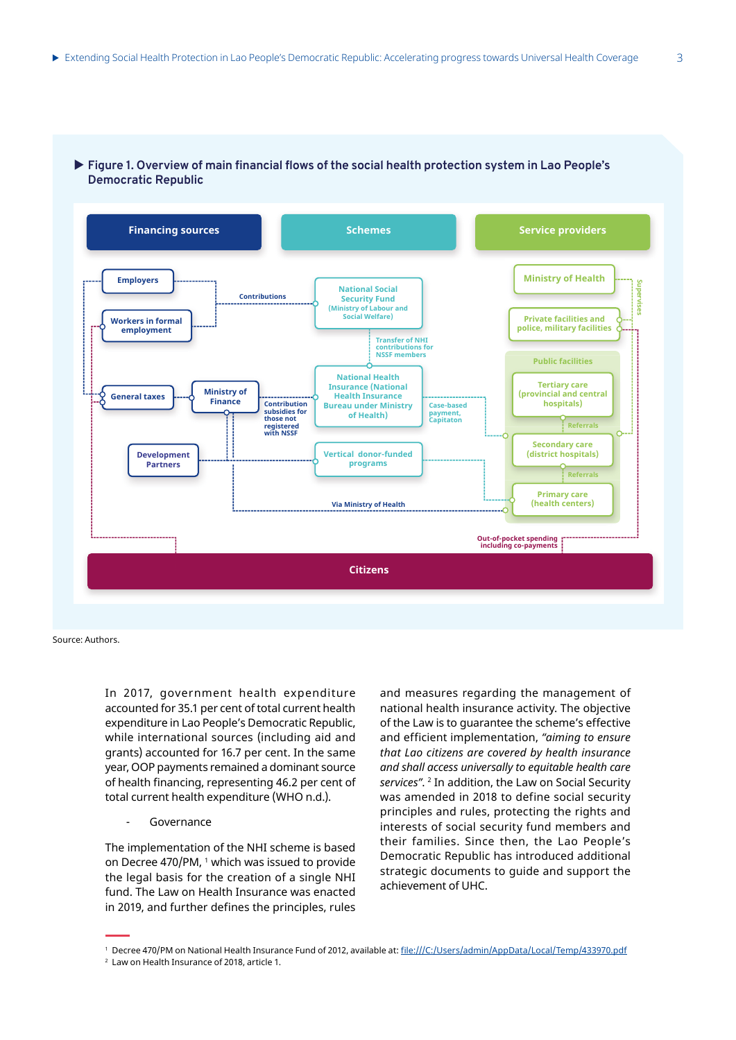**Figure 1. Overview of main financial flows of the social health protection system in Lao People's Democratic Republic**

Financing sources | Schemes | Service providers

Employers

Workers in formal employment

Contributions

National Social Security Fund (Ministry of Labour and Social Welfare)

Transfer of NHI contributions for NSSF members

Ministry of Health

Supervises

Private facilities and police, military facilities

Public facilities

General taxes

Ministry of Finance

Contribution subsidies for those not registered with NSSF

National Health Insurance (National Health Insurance Bureau under Ministry of Health)

Case-based payment, Capitaton

Tertiary care (provincial and central hospitals)

Referrals

Secondary care (district hospitals)

Referrals

Development Partners

Vertical donor-funded programs

Primary care (health centers)

Via Ministry of Health

Out-of-pocket spending including co-payments

Citizens

Source: Authors.

In 2017, government health expenditure accounted for 35.1 per cent of total current health expenditure in Lao People's Democratic Republic, while international sources (including aid and grants) accounted for 16.7 per cent. In the same year, OOP payments remained a dominant source of health financing, representing 46.2 per cent of total current health expenditure (WHO n.d.).

- Governance

The implementation of the NHI scheme is based on Decree 470/PM, [1] which was issued to provide the legal basis for the creation of a single NHI fund. The Law on Health Insurance was enacted in 2019, and further defines the principles, rules and measures regarding the management of national health insurance activity. The objective of the Law is to guarantee the scheme's effective and efficient implementation, *"aiming to ensure that Lao citizens are covered by health insurance and shall access universally to equitable health care services"*. [2] In addition, the Law on Social Security was amended in 2018 to define social security principles and rules, protecting the rights and interests of social security fund members and their families. Since then, the Lao People's Democratic Republic has introduced additional strategic documents to guide and support the achievement of UHC.

[1] Decree 470/PM on National Health Insurance Fund of 2012, available at: file:///C:/Users/admin/AppData/Local/Temp/433970.pdf

[2] Law on Health Insurance of 2018, article 1.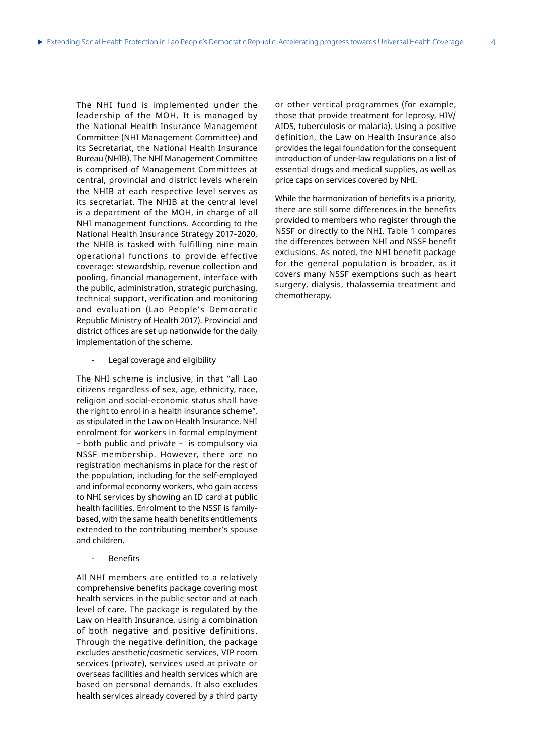The NHI fund is implemented under the leadership of the MOH. It is managed by the National Health Insurance Management Committee (NHI Management Committee) and its Secretariat, the National Health Insurance Bureau (NHIB). The NHI Management Committee is comprised of Management Committees at central, provincial and district levels wherein the NHIB at each respective level serves as its secretariat. The NHIB at the central level is a department of the MOH, in charge of all NHI management functions. According to the National Health Insurance Strategy 2017–2020, the NHIB is tasked with fulfilling nine main operational functions to provide effective coverage: stewardship, revenue collection and pooling, financial management, interface with the public, administration, strategic purchasing, technical support, verification and monitoring and evaluation (Lao People's Democratic Republic Ministry of Health 2017). Provincial and district offices are set up nationwide for the daily implementation of the scheme.

- Legal coverage and eligibility

The NHI scheme is inclusive, in that "all Lao citizens regardless of sex, age, ethnicity, race, religion and social-economic status shall have the right to enrol in a health insurance scheme", as stipulated in the Law on Health Insurance. NHI enrolment for workers in formal employment – both public and private – is compulsory via NSSF membership. However, there are no registration mechanisms in place for the rest of the population, including for the self-employed and informal economy workers, who gain access to NHI services by showing an ID card at public health facilities. Enrolment to the NSSF is family-based, with the same health benefits entitlements extended to the contributing member's spouse and children.

- Benefits

All NHI members are entitled to a relatively comprehensive benefits package covering most health services in the public sector and at each level of care. The package is regulated by the Law on Health Insurance, using a combination of both negative and positive definitions. Through the negative definition, the package excludes aesthetic/cosmetic services, VIP room services (private), services used at private or overseas facilities and health services which are based on personal demands. It also excludes health services already covered by a third party or other vertical programmes (for example, those that provide treatment for leprosy, HIV/AIDS, tuberculosis or malaria). Using a positive definition, the Law on Health Insurance also provides the legal foundation for the consequent introduction of under-law regulations on a list of essential drugs and medical supplies, as well as price caps on services covered by NHI.

While the harmonization of benefits is a priority, there are still some differences in the benefits provided to members who register through the NSSF or directly to the NHI. Table 1 compares the differences between NHI and NSSF benefit exclusions. As noted, the NHI benefit package for the general population is broader, as it covers many NSSF exemptions such as heart surgery, dialysis, thalassemia treatment and chemotherapy.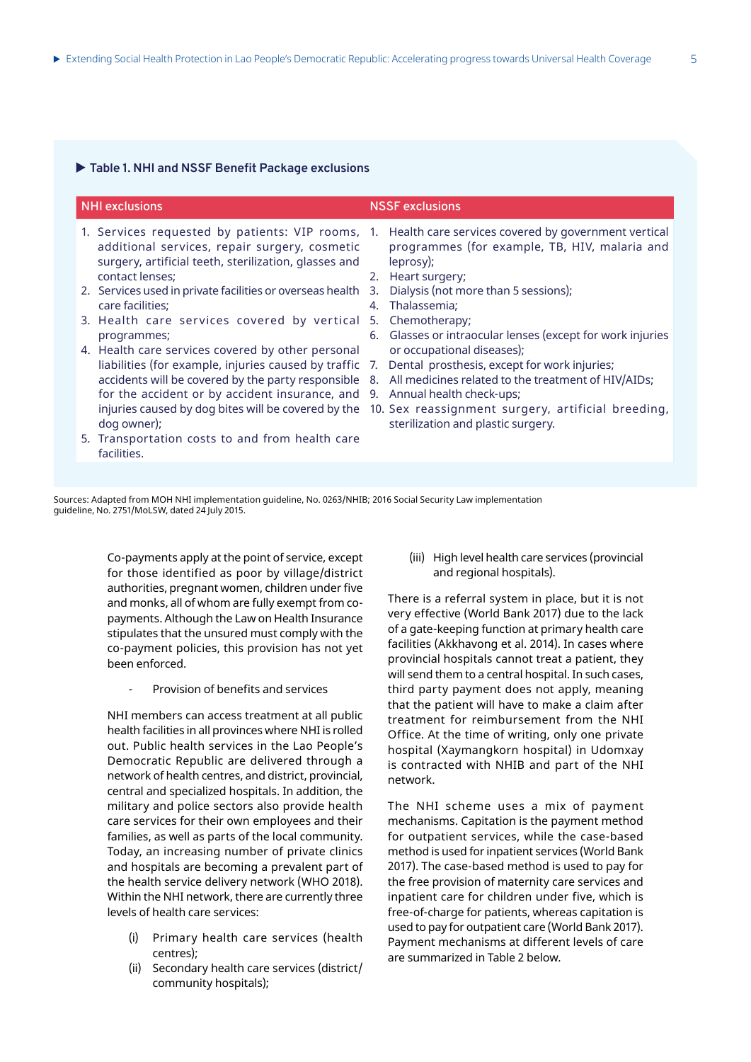**Table 1. NHI and NSSF Benefit Package exclusions**

| NHI exclusions | NSSF exclusions |
|---|---|
| 1. Services requested by patients: VIP rooms, additional services, repair surgery, cosmetic surgery, artificial teeth, sterilization, glasses and contact lenses;<br>2. Services used in private facilities or overseas health care facilities;<br>3. Health care services covered by vertical programmes;<br>4. Health care services covered by other personal liabilities (for example, injuries caused by traffic accidents will be covered by the party responsible for the accident or by accident insurance, and injuries caused by dog bites will be covered by the dog owner);<br>5. Transportation costs to and from health care facilities. | 1. Health care services covered by government vertical programmes (for example, TB, HIV, malaria and leprosy);<br>2. Heart surgery;<br>3. Dialysis (not more than 5 sessions);<br>4. Thalassemia;<br>5. Chemotherapy;<br>6. Glasses or intraocular lenses (except for work injuries or occupational diseases);<br>7. Dental prosthesis, except for work injuries;<br>8. All medicines related to the treatment of HIV/AIDs;<br>9. Annual health check-ups;<br>10. Sex reassignment surgery, artificial breeding, sterilization and plastic surgery. |

Sources: Adapted from MOH NHI implementation guideline, No. 0263/NHIB; 2016 Social Security Law implementation guideline, No. 2751/MoLSW, dated 24 July 2015.

Co-payments apply at the point of service, except for those identified as poor by village/district authorities, pregnant women, children under five and monks, all of whom are fully exempt from co-payments. Although the Law on Health Insurance stipulates that the unsured must comply with the co-payment policies, this provision has not yet been enforced.

- Provision of benefits and services

NHI members can access treatment at all public health facilities in all provinces where NHI is rolled out. Public health services in the Lao People's Democratic Republic are delivered through a network of health centres, and district, provincial, central and specialized hospitals. In addition, the military and police sectors also provide health care services for their own employees and their families, as well as parts of the local community. Today, an increasing number of private clinics and hospitals are becoming a prevalent part of the health service delivery network (WHO 2018). Within the NHI network, there are currently three levels of health care services:

(i) Primary health care services (health centres);
(ii) Secondary health care services (district/community hospitals);
(iii) High level health care services (provincial and regional hospitals).

There is a referral system in place, but it is not very effective (World Bank 2017) due to the lack of a gate-keeping function at primary health care facilities (Akkhavong et al. 2014). In cases where provincial hospitals cannot treat a patient, they will send them to a central hospital. In such cases, third party payment does not apply, meaning that the patient will have to make a claim after treatment for reimbursement from the NHI Office. At the time of writing, only one private hospital (Xaymangkorn hospital) in Udomxay is contracted with NHIB and part of the NHI network.

The NHI scheme uses a mix of payment mechanisms. Capitation is the payment method for outpatient services, while the case-based method is used for inpatient services (World Bank 2017). The case-based method is used to pay for the free provision of maternity care services and inpatient care for children under five, which is free-of-charge for patients, whereas capitation is used to pay for outpatient care (World Bank 2017). Payment mechanisms at different levels of care are summarized in Table 2 below.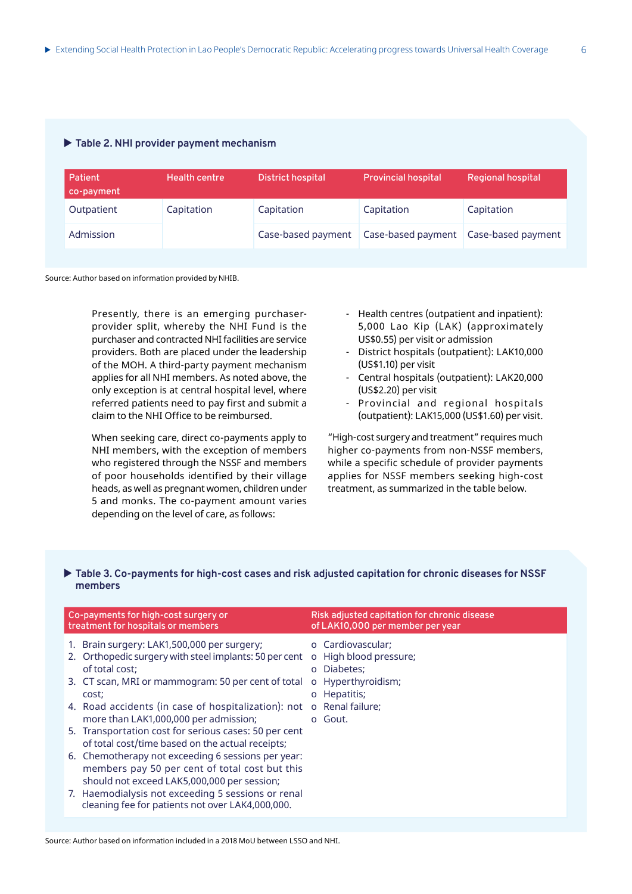### ▶ Table 2. NHI provider payment mechanism

| Patient co-payment | Health centre | District hospital | Provincial hospital | Regional hospital |
|---|---|---|---|---|
| Outpatient | Capitation | Capitation | Capitation | Capitation |
| Admission | | Case-based payment | Case-based payment | Case-based payment |

Source: Author based on information provided by NHIB.

Presently, there is an emerging purchaser-provider split, whereby the NHI Fund is the purchaser and contracted NHI facilities are service providers. Both are placed under the leadership of the MOH. A third-party payment mechanism applies for all NHI members. As noted above, the only exception is at central hospital level, where referred patients need to pay first and submit a claim to the NHI Office to be reimbursed.

When seeking care, direct co-payments apply to NHI members, with the exception of members who registered through the NSSF and members of poor households identified by their village heads, as well as pregnant women, children under 5 and monks. The co-payment amount varies depending on the level of care, as follows:

- Health centres (outpatient and inpatient): 5,000 Lao Kip (LAK) (approximately US$0.55) per visit or admission
- District hospitals (outpatient): LAK10,000 (US$1.10) per visit
- Central hospitals (outpatient): LAK20,000 (US$2.20) per visit
- Provincial and regional hospitals (outpatient): LAK15,000 (US$1.60) per visit.

"High-cost surgery and treatment" requires much higher co-payments from non-NSSF members, while a specific schedule of provider payments applies for NSSF members seeking high-cost treatment, as summarized in the table below.

### ▶ Table 3. Co-payments for high-cost cases and risk adjusted capitation for chronic diseases for NSSF members

| Co-payments for high-cost surgery or treatment for hospitals or members | Risk adjusted capitation for chronic disease of LAK10,000 per member per year |
|---|---|
| 1. Brain surgery: LAK1,500,000 per surgery;<br>2. Orthopedic surgery with steel implants: 50 per cent of total cost;<br>3. CT scan, MRI or mammogram: 50 per cent of total cost;<br>4. Road accidents (in case of hospitalization): not more than LAK1,000,000 per admission;<br>5. Transportation cost for serious cases: 50 per cent of total cost/time based on the actual receipts;<br>6. Chemotherapy not exceeding 6 sessions per year: members pay 50 per cent of total cost but this should not exceed LAK5,000,000 per session;<br>7. Haemodialysis not exceeding 5 sessions or renal cleaning fee for patients not over LAK4,000,000. | o Cardiovascular;<br>o High blood pressure;<br>o Diabetes;<br>o Hyperthyroidism;<br>o Hepatitis;<br>o Renal failure;<br>o Gout. |

Source: Author based on information included in a 2018 MoU between LSSO and NHI.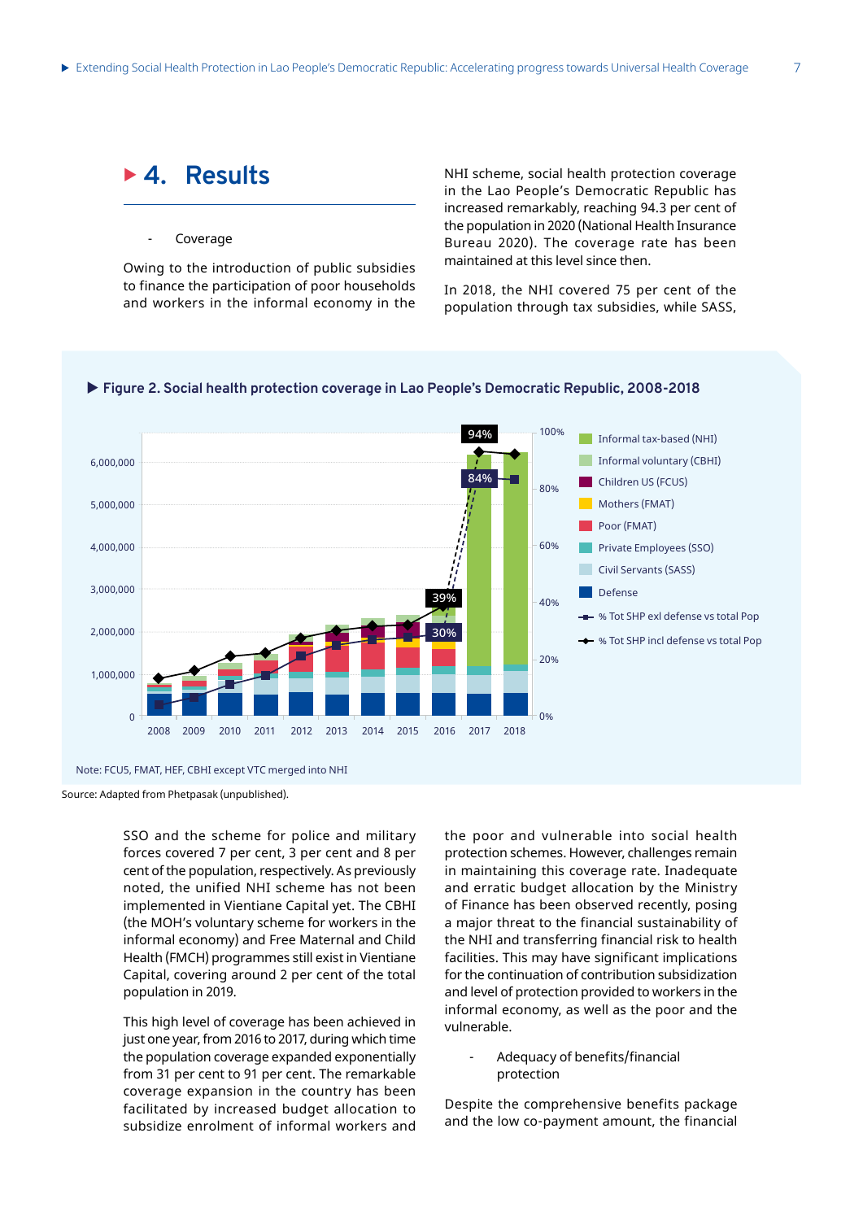## 4. Results

- Coverage

Owing to the introduction of public subsidies to finance the participation of poor households and workers in the informal economy in the NHI scheme, social health protection coverage in the Lao People's Democratic Republic has increased remarkably, reaching 94.3 per cent of the population in 2020 (National Health Insurance Bureau 2020). The coverage rate has been maintained at this level since then.

In 2018, the NHI covered 75 per cent of the population through tax subsidies, while SASS, SSO and the scheme for police and military forces covered 7 per cent, 3 per cent and 8 per cent of the population, respectively. As previously noted, the unified NHI scheme has not been implemented in Vientiane Capital yet. The CBHI (the MOH's voluntary scheme for workers in the informal economy) and Free Maternal and Child Health (FMCH) programmes still exist in Vientiane Capital, covering around 2 per cent of the total population in 2019.

**Figure 2. Social health protection coverage in Lao People's Democratic Republic, 2008-2018**

Note: FCU5, FMAT, HEF, CBHI except VTC merged into NHI

Source: Adapted from Phetpasak (unpublished).

This high level of coverage has been achieved in just one year, from 2016 to 2017, during which time the population coverage expanded exponentially from 31 per cent to 91 per cent. The remarkable coverage expansion in the country has been facilitated by increased budget allocation to subsidize enrolment of informal workers and the poor and vulnerable into social health protection schemes. However, challenges remain in maintaining this coverage rate. Inadequate and erratic budget allocation by the Ministry of Finance has been observed recently, posing a major threat to the financial sustainability of the NHI and transferring financial risk to health facilities. This may have significant implications for the continuation of contribution subsidization and level of protection provided to workers in the informal economy, as well as the poor and the vulnerable.

- Adequacy of benefits/financial protection

Despite the comprehensive benefits package and the low co-payment amount, the financial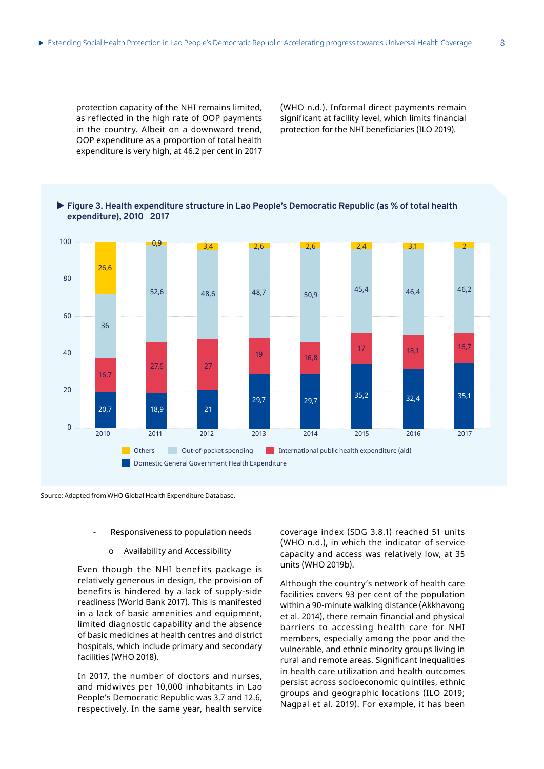protection capacity of the NHI remains limited, as reflected in the high rate of OOP payments in the country. Albeit on a downward trend, OOP expenditure as a proportion of total health expenditure is very high, at 46.2 per cent in 2017 (WHO n.d.). Informal direct payments remain significant at facility level, which limits financial protection for the NHI beneficiaries (ILO 2019).

**▶ Figure 3. Health expenditure structure in Lao People's Democratic Republic (as % of total health expenditure), 2010 2017**

| Year | Others | Out-of-pocket spending | International public health expenditure (aid) | Domestic General Government Health Expenditure |
|---|---|---|---|---|
| 2010 | 26,6 | 36 | 16,7 | 20,7 |
| 2011 | 0,9 | 52,6 | 27,6 | 18,9 |
| 2012 | 3,4 | 48,6 | 27 | 21 |
| 2013 | 2,6 | 48,7 | 19 | 29,7 |
| 2014 | 2,6 | 50,9 | 16,8 | 29,7 |
| 2015 | 2,4 | 45,4 | 17 | 35,2 |
| 2016 | 3,1 | 46,4 | 18,1 | 32,4 |
| 2017 | 2 | 46,2 | 16,7 | 35,1 |

Source: Adapted from WHO Global Health Expenditure Database.

- Responsiveness to population needs
  - Availability and Accessibility

Even though the NHI benefits package is relatively generous in design, the provision of benefits is hindered by a lack of supply-side readiness (World Bank 2017). This is manifested in a lack of basic amenities and equipment, limited diagnostic capability and the absence of basic medicines at health centres and district hospitals, which include primary and secondary facilities (WHO 2018).

In 2017, the number of doctors and nurses, and midwives per 10,000 inhabitants in Lao People's Democratic Republic was 3.7 and 12.6, respectively. In the same year, health service coverage index (SDG 3.8.1) reached 51 units (WHO n.d.), in which the indicator of service capacity and access was relatively low, at 35 units (WHO 2019b).

Although the country's network of health care facilities covers 93 per cent of the population within a 90-minute walking distance (Akkhavong et al. 2014), there remain financial and physical barriers to accessing health care for NHI members, especially among the poor and the vulnerable, and ethnic minority groups living in rural and remote areas. Significant inequalities in health care utilization and health outcomes persist across socioeconomic quintiles, ethnic groups and geographic locations (ILO 2019; Nagpal et al. 2019). For example, it has been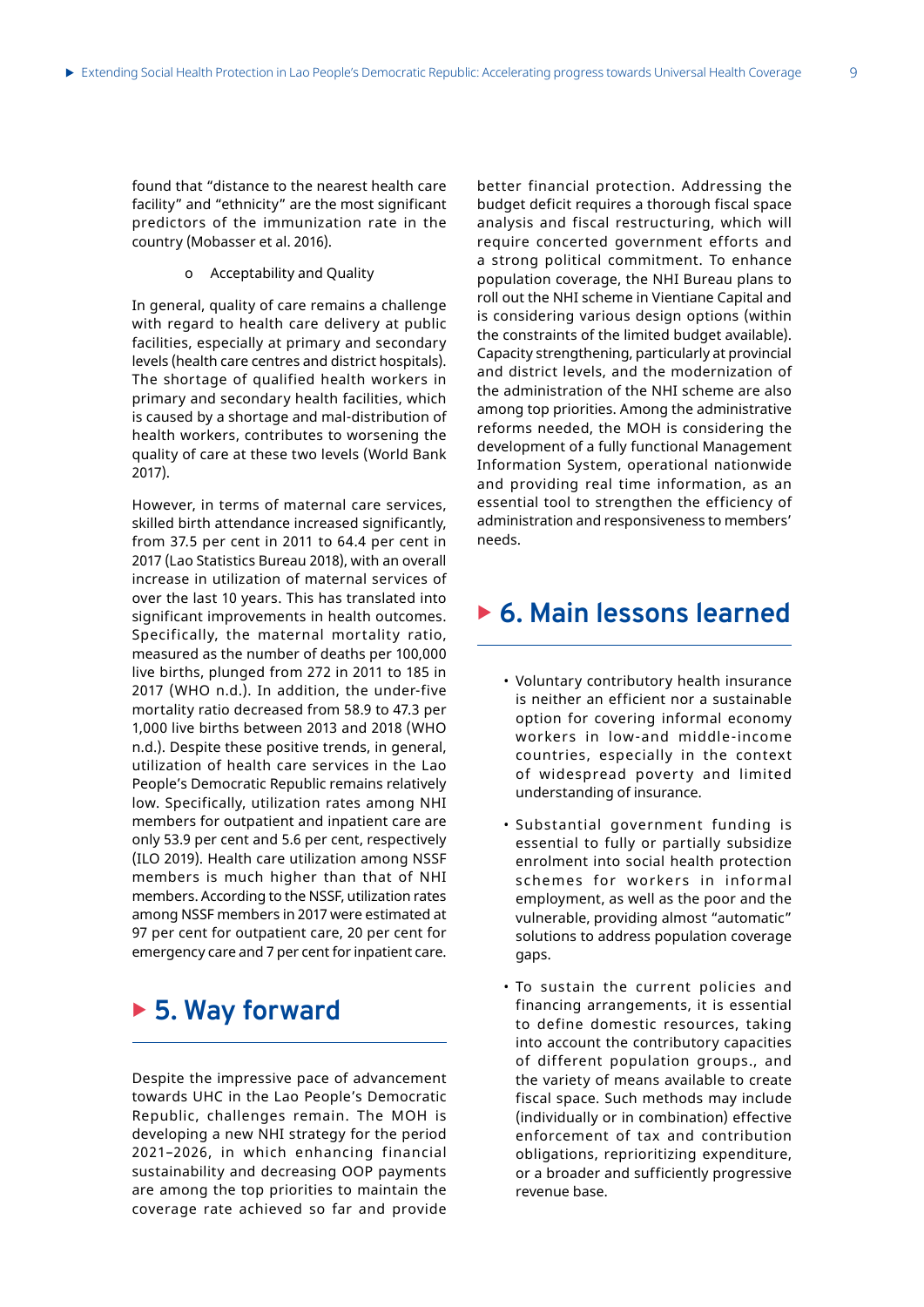found that "distance to the nearest health care facility" and "ethnicity" are the most significant predictors of the immunization rate in the country (Mobasser et al. 2016).

- Acceptability and Quality

In general, quality of care remains a challenge with regard to health care delivery at public facilities, especially at primary and secondary levels (health care centres and district hospitals). The shortage of qualified health workers in primary and secondary health facilities, which is caused by a shortage and mal-distribution of health workers, contributes to worsening the quality of care at these two levels (World Bank 2017).

However, in terms of maternal care services, skilled birth attendance increased significantly, from 37.5 per cent in 2011 to 64.4 per cent in 2017 (Lao Statistics Bureau 2018), with an overall increase in utilization of maternal services of over the last 10 years. This has translated into significant improvements in health outcomes. Specifically, the maternal mortality ratio, measured as the number of deaths per 100,000 live births, plunged from 272 in 2011 to 185 in 2017 (WHO n.d.). In addition, the under-five mortality ratio decreased from 58.9 to 47.3 per 1,000 live births between 2013 and 2018 (WHO n.d.). Despite these positive trends, in general, utilization of health care services in the Lao People's Democratic Republic remains relatively low. Specifically, utilization rates among NHI members for outpatient and inpatient care are only 53.9 per cent and 5.6 per cent, respectively (ILO 2019). Health care utilization among NSSF members is much higher than that of NHI members. According to the NSSF, utilization rates among NSSF members in 2017 were estimated at 97 per cent for outpatient care, 20 per cent for emergency care and 7 per cent for inpatient care.

## 5. Way forward

Despite the impressive pace of advancement towards UHC in the Lao People's Democratic Republic, challenges remain. The MOH is developing a new NHI strategy for the period 2021–2026, in which enhancing financial sustainability and decreasing OOP payments are among the top priorities to maintain the coverage rate achieved so far and provide better financial protection. Addressing the budget deficit requires a thorough fiscal space analysis and fiscal restructuring, which will require concerted government efforts and a strong political commitment. To enhance population coverage, the NHI Bureau plans to roll out the NHI scheme in Vientiane Capital and is considering various design options (within the constraints of the limited budget available). Capacity strengthening, particularly at provincial and district levels, and the modernization of the administration of the NHI scheme are also among top priorities. Among the administrative reforms needed, the MOH is considering the development of a fully functional Management Information System, operational nationwide and providing real time information, as an essential tool to strengthen the efficiency of administration and responsiveness to members' needs.

## 6. Main lessons learned

- Voluntary contributory health insurance is neither an efficient nor a sustainable option for covering informal economy workers in low-and middle-income countries, especially in the context of widespread poverty and limited understanding of insurance.
- Substantial government funding is essential to fully or partially subsidize enrolment into social health protection schemes for workers in informal employment, as well as the poor and the vulnerable, providing almost "automatic" solutions to address population coverage gaps.
- To sustain the current policies and financing arrangements, it is essential to define domestic resources, taking into account the contributory capacities of different population groups., and the variety of means available to create fiscal space. Such methods may include (individually or in combination) effective enforcement of tax and contribution obligations, reprioritizing expenditure, or a broader and sufficiently progressive revenue base.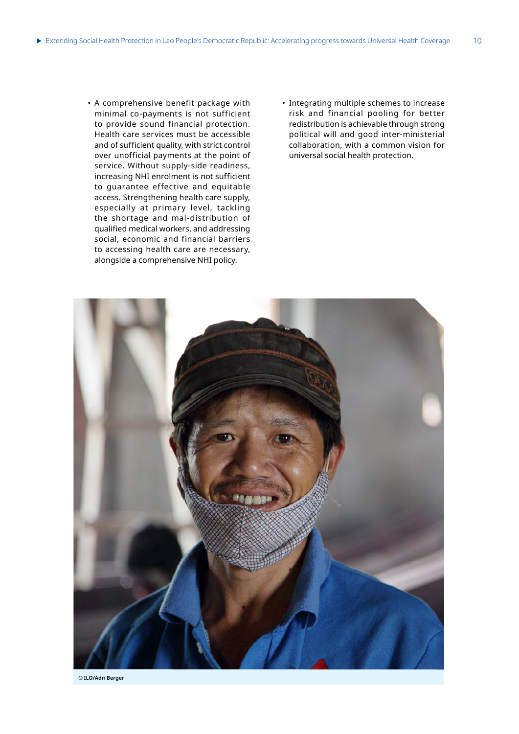- A comprehensive benefit package with minimal co-payments is not sufficient to provide sound financial protection. Health care services must be accessible and of sufficient quality, with strict control over unofficial payments at the point of service. Without supply-side readiness, increasing NHI enrolment is not sufficient to guarantee effective and equitable access. Strengthening health care supply, especially at primary level, tackling the shortage and mal-distribution of qualified medical workers, and addressing social, economic and financial barriers to accessing health care are necessary, alongside a comprehensive NHI policy.
- Integrating multiple schemes to increase risk and financial pooling for better redistribution is achievable through strong political will and good inter-ministerial collaboration, with a common vision for universal social health protection.

© ILO/Adri Berger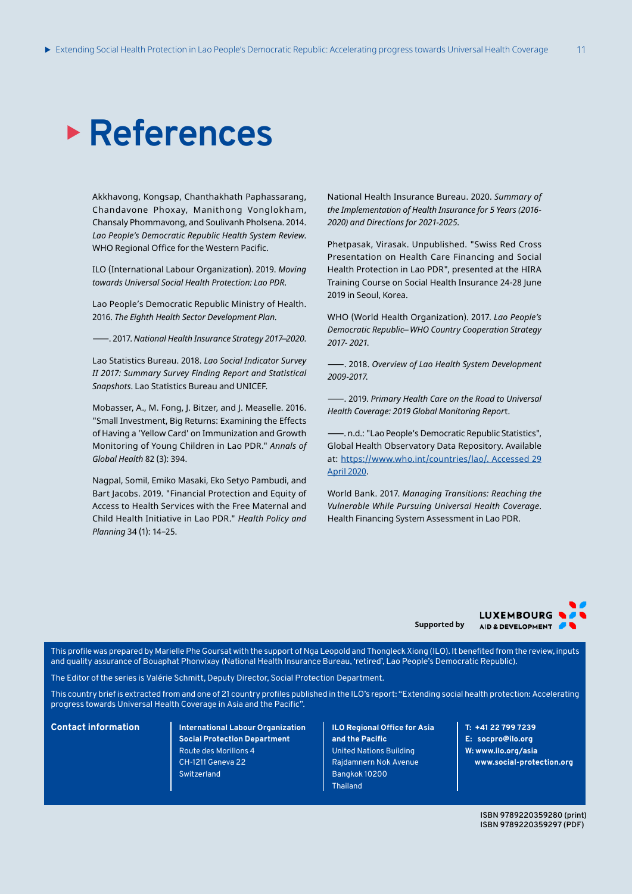# References

Akkhavong, Kongsap, Chanthakhath Paphassarang, Chandavone Phoxay, Manithong Vonglokham, Chansaly Phommavong, and Soulivanh Pholsena. 2014. *Lao People's Democratic Republic Health System Review*. WHO Regional Office for the Western Pacific.

ILO (International Labour Organization). 2019. *Moving towards Universal Social Health Protection: Lao PDR.*

Lao People's Democratic Republic Ministry of Health. 2016. *The Eighth Health Sector Development Plan.*

——. 2017. *National Health Insurance Strategy 2017–2020.*

Lao Statistics Bureau. 2018. *Lao Social Indicator Survey II 2017: Summary Survey Finding Report and Statistical Snapshots*. Lao Statistics Bureau and UNICEF.

Mobasser, A., M. Fong, J. Bitzer, and J. Measelle. 2016. "Small Investment, Big Returns: Examining the Effects of Having a 'Yellow Card' on Immunization and Growth Monitoring of Young Children in Lao PDR." *Annals of Global Health* 82 (3): 394.

Nagpal, Somil, Emiko Masaki, Eko Setyo Pambudi, and Bart Jacobs. 2019. "Financial Protection and Equity of Access to Health Services with the Free Maternal and Child Health Initiative in Lao PDR." *Health Policy and Planning* 34 (1): 14–25.

National Health Insurance Bureau. 2020. *Summary of the Implementation of Health Insurance for 5 Years (2016-2020) and Directions for 2021-2025.*

Phetpasak, Virasak. Unpublished. "Swiss Red Cross Presentation on Health Care Financing and Social Health Protection in Lao PDR", presented at the HIRA Training Course on Social Health Insurance 24-28 June 2019 in Seoul, Korea.

WHO (World Health Organization). 2017. *Lao People's Democratic Republic– WHO Country Cooperation Strategy 2017- 2021.*

——. 2018. *Overview of Lao Health System Development 2009-2017.*

——. 2019. *Primary Health Care on the Road to Universal Health Coverage: 2019 Global Monitoring Repor*t.

——. n.d.: "Lao People's Democratic Republic Statistics", Global Health Observatory Data Repository. Available at: https://www.who.int/countries/lao/. Accessed 29 April 2020.

World Bank. 2017. *Managing Transitions: Reaching the Vulnerable While Pursuing Universal Health Coverage*. Health Financing System Assessment in Lao PDR.

Supported by LUXEMBOURG AID & DEVELOPMENT

This profile was prepared by Marielle Phe Goursat with the support of Nga Leopold and Thongleck Xiong (ILO). It benefited from the review, inputs and quality assurance of Bouaphat Phonvixay (National Health Insurance Bureau, 'retired', Lao People's Democratic Republic).

The Editor of the series is Valérie Schmitt, Deputy Director, Social Protection Department.

This country brief is extracted from and one of 21 country profiles published in the ILO's report: "Extending social health protection: Accelerating progress towards Universal Health Coverage in Asia and the Pacific".

**Contact information**

**International Labour Organization**
**Social Protection Department**
Route des Morillons 4
CH-1211 Geneva 22
Switzerland

**ILO Regional Office for Asia and the Pacific**
United Nations Building
Rajdamnern Nok Avenue
Bangkok 10200
Thailand

**T: +41 22 799 7239**
**E: socpro@ilo.org**
**W: www.ilo.org/asia**
**www.social-protection.org**

ISBN 9789220359280 (print)
ISBN 9789220359297 (PDF)